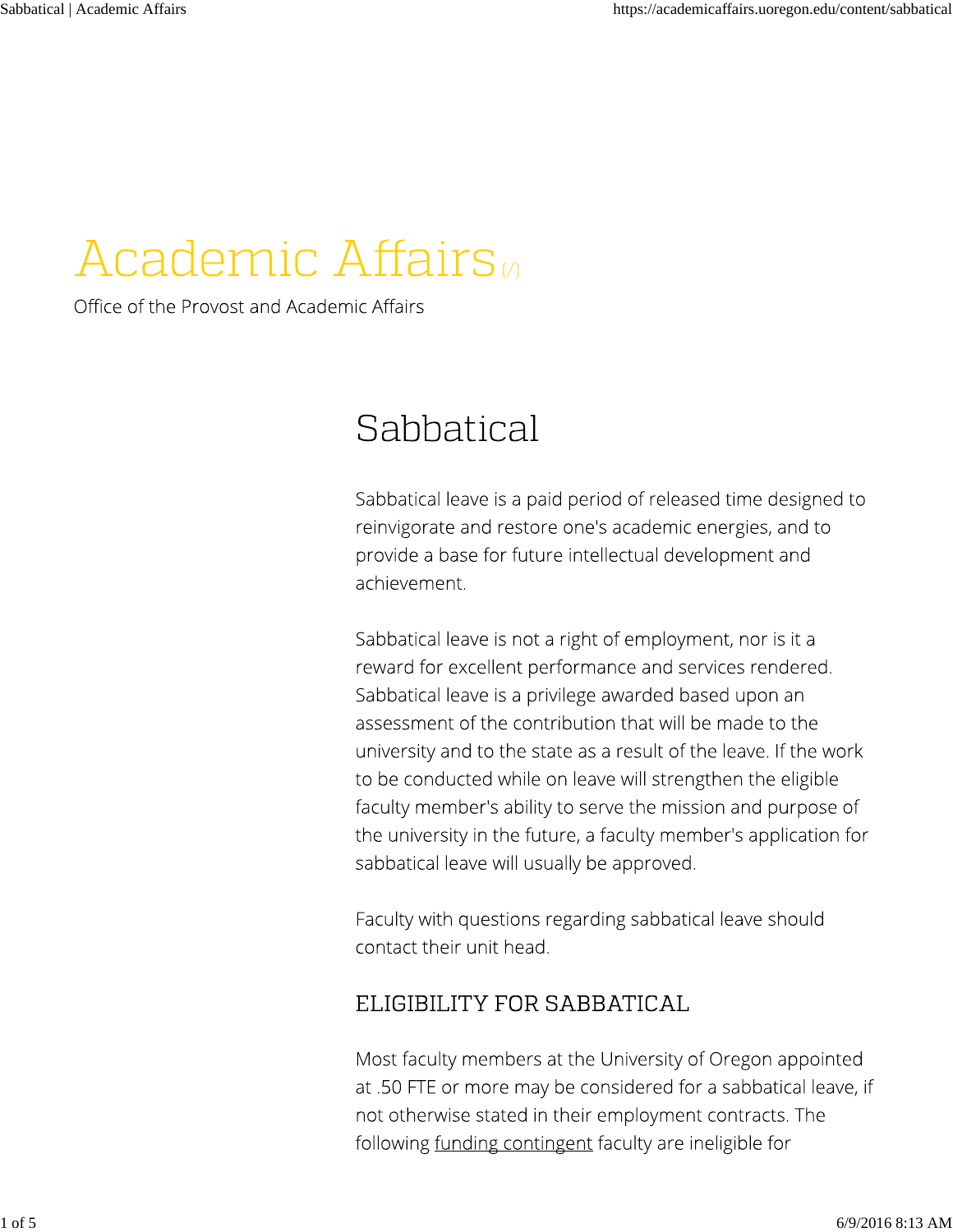# Academic Affairs (/)

Office of the Provost and Academic Affairs

## Sabbatical

Sabbatical leave is a paid period of released time designed to reinvigorate and restore one's academic energies, and to provide a base for future intellectual development and achievement.

Sabbatical leave is not a right of employment, nor is it a reward for excellent performance and services rendered. Sabbatical leave is a privilege awarded based upon an assessment of the contribution that will be made to the university and to the state as a result of the leave. If the work to be conducted while on leave will strengthen the eligible faculty member's ability to serve the mission and purpose of the university in the future, a faculty member's application for sabbatical leave will usually be approved.

Faculty with questions regarding sabbatical leave should contact their unit head.

### ELIGIBILITY FOR SABBATICAL

Most faculty members at the University of Oregon appointed at .50 FTE or more may be considered for a sabbatical leave, if not otherwise stated in their employment contracts. The following funding contingent faculty are ineligible for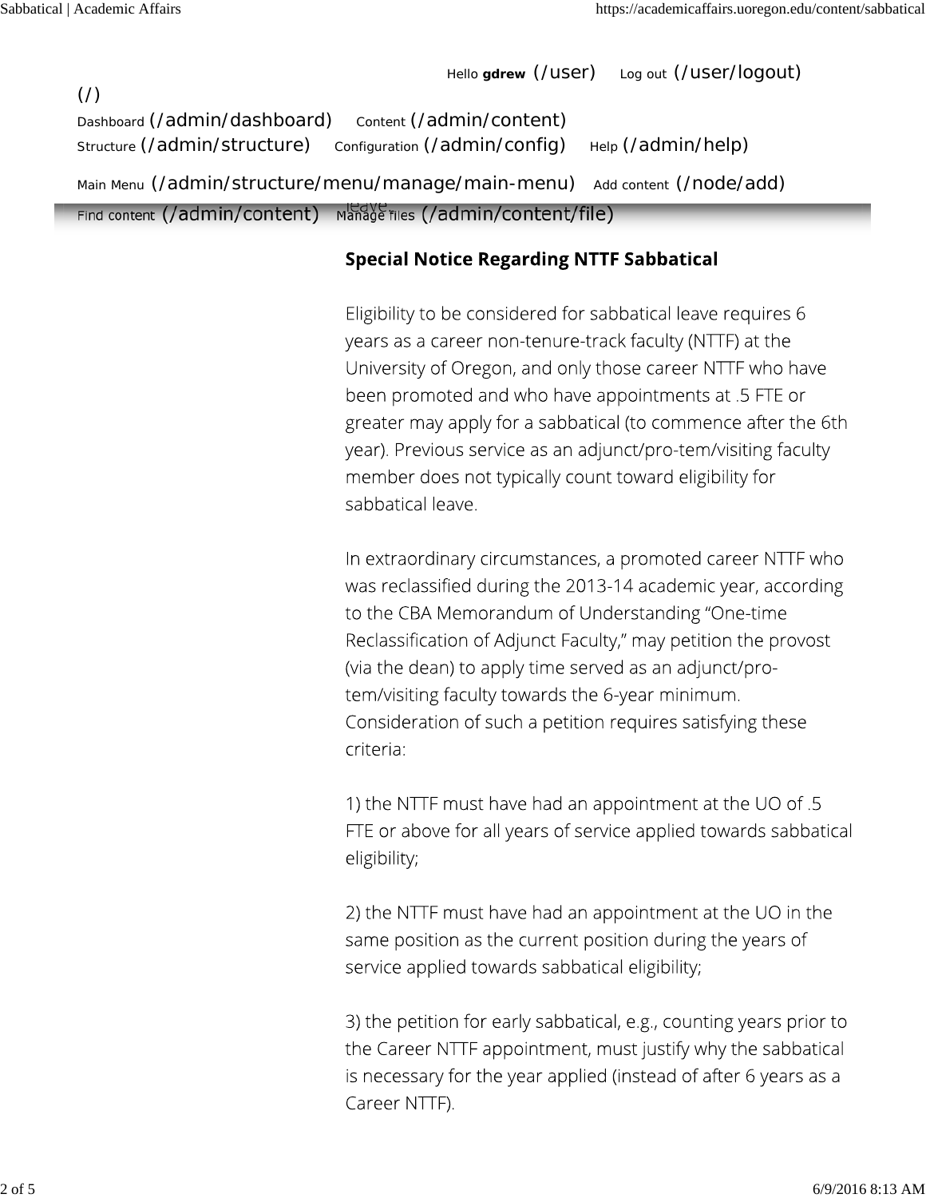## Special Notice Regarding NTTF Sabbatical

Eligibility to be considered for sabbatical leave requires 6 years as a career non-tenure-track faculty (NTTF) at the University of Oregon, and only those career NTTF who have been promoted and who have appointments at .5 FTE or greater may apply for a sabbatical (to commence after the 6th year). Previous service as an adjunct/pro-tem/visiting faculty member does not typically count toward eligibility for sabbatical leave.

In extraordinary circumstances, a promoted career NTTF who was reclassified during the 2013-14 academic year, according to the CBA Memorandum of Understanding "One-time Reclassification of Adjunct Faculty," may petition the provost (via the dean) to apply time served as an adjunct/pro-tem/visiting faculty towards the 6-year minimum. Consideration of such a petition requires satisfying these criteria:

1) the NTTF must have had an appointment at the UO of .5 FTE or above for all years of service applied towards sabbatical eligibility;

2) the NTTF must have had an appointment at the UO in the same position as the current position during the years of service applied towards sabbatical eligibility;

3) the petition for early sabbatical, e.g., counting years prior to the Career NTTF appointment, must justify why the sabbatical is necessary for the year applied (instead of after 6 years as a Career NTTF).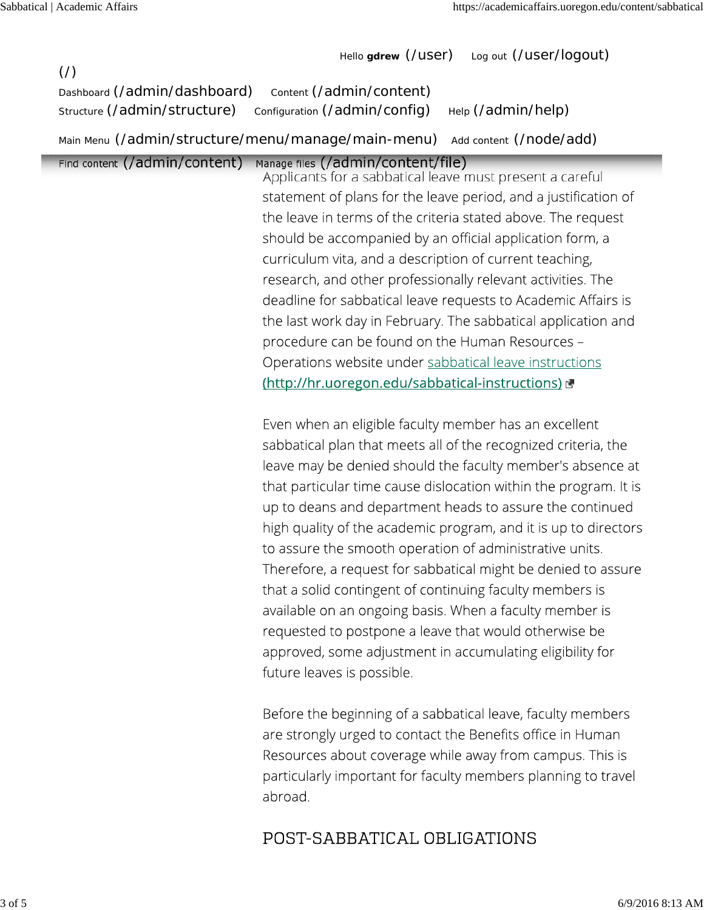Applicants for a sabbatical leave must present a careful statement of plans for the leave period, and a justification of the leave in terms of the criteria stated above. The request should be accompanied by an official application form, a curriculum vita, and a description of current teaching, research, and other professionally relevant activities. The deadline for sabbatical leave requests to Academic Affairs is the last work day in February. The sabbatical application and procedure can be found on the Human Resources – Operations website under sabbatical leave instructions (http://hr.uoregon.edu/sabbatical-instructions)

Even when an eligible faculty member has an excellent sabbatical plan that meets all of the recognized criteria, the leave may be denied should the faculty member's absence at that particular time cause dislocation within the program. It is up to deans and department heads to assure the continued high quality of the academic program, and it is up to directors to assure the smooth operation of administrative units. Therefore, a request for sabbatical might be denied to assure that a solid contingent of continuing faculty members is available on an ongoing basis. When a faculty member is requested to postpone a leave that would otherwise be approved, some adjustment in accumulating eligibility for future leaves is possible.

Before the beginning of a sabbatical leave, faculty members are strongly urged to contact the Benefits office in Human Resources about coverage while away from campus. This is particularly important for faculty members planning to travel abroad.

## POST-SABBATICAL OBLIGATIONS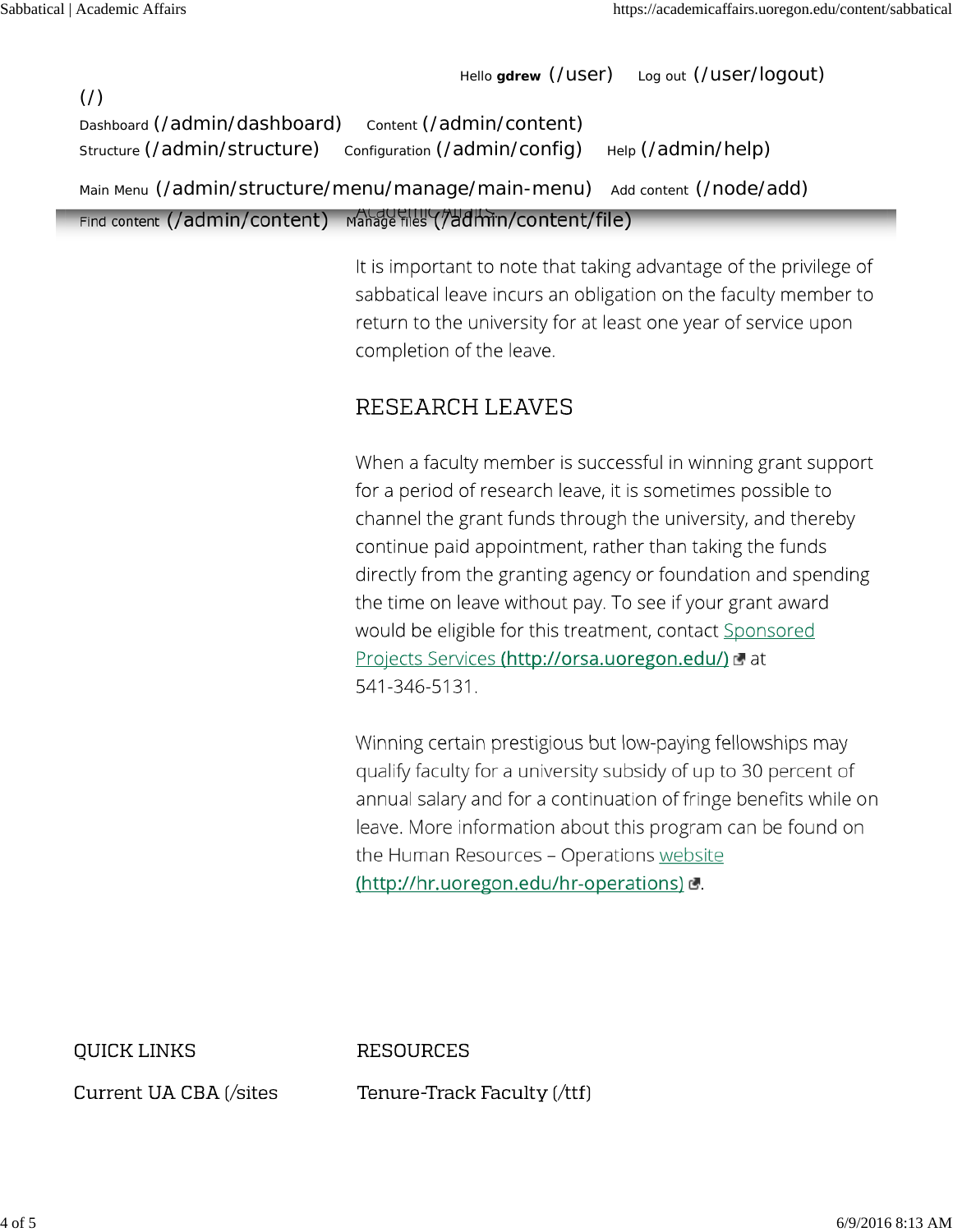Hello **gdrew** (/user) Log out (/user/logout)

(/)

Dashboard (/admin/dashboard) Content (/admin/content)
Structure (/admin/structure) Configuration (/admin/config) Help (/admin/help)

Main Menu (/admin/structure/menu/manage/main-menu) Add content (/node/add)

Find content (/admin/content) Manage files (/admin/content/file)

It is important to note that taking advantage of the privilege of sabbatical leave incurs an obligation on the faculty member to return to the university for at least one year of service upon completion of the leave.

## RESEARCH LEAVES

When a faculty member is successful in winning grant support for a period of research leave, it is sometimes possible to channel the grant funds through the university, and thereby continue paid appointment, rather than taking the funds directly from the granting agency or foundation and spending the time on leave without pay. To see if your grant award would be eligible for this treatment, contact Sponsored Projects Services **(http://orsa.uoregon.edu/)** at 541-346-5131.

Winning certain prestigious but low-paying fellowships may qualify faculty for a university subsidy of up to 30 percent of annual salary and for a continuation of fringe benefits while on leave. More information about this program can be found on the Human Resources – Operations website (http://hr.uoregon.edu/hr-operations).

QUICK LINKS

Current UA CBA (/sites

RESOURCES

Tenure-Track Faculty (/ttf)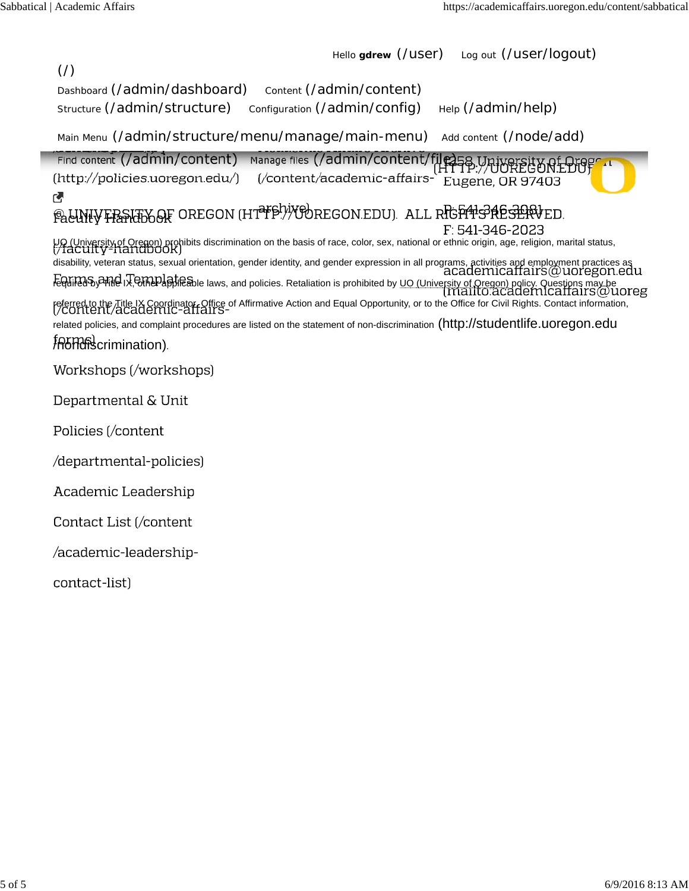Hello **gdrew** (/user) Log out (/user/logout)

(/)

Dashboard (/admin/dashboard) Content (/admin/content)

Structure (/admin/structure) Configuration (/admin/config) Help (/admin/help)

Main Menu (/admin/structure/menu/manage/main-menu) Add content (/node/add)

Find content (/admin/content) Manage files (/admin/content/file)

(http://policies.uoregon.edu/) (/content/academic-affairs-archive)

Faculty Handbook (/faculty-handbook)

Forms and Templates (/content/academic-affairs-forms)

Workshops (/workshops)

Departmental & Unit Policies (/content/departmental-policies)

Academic Leadership Contact List (/content/academic-leadership-contact-list)

1258 University of Oregon
Eugene, OR 97403

P: 541-346-3081
F: 541-346-2023

academicaffairs@uoregon.edu (mailto:academicaffairs@uoregon.edu)

© UNIVERSITY OF OREGON (HTTP://UOREGON.EDU). ALL RIGHTS RESERVED.

UO (University of Oregon) prohibits discrimination on the basis of race, color, sex, national or ethnic origin, age, religion, marital status, disability, veteran status, sexual orientation, gender identity, and gender expression in all programs, activities and employment practices as required by Title IX, other applicable laws, and policies. Retaliation is prohibited by UO (University of Oregon) policy. Questions may be referred to the Title IX Coordinator, Office of Affirmative Action and Equal Opportunity, or to the Office for Civil Rights. Contact information, related policies, and complaint procedures are listed on the statement of non-discrimination (http://studentlife.uoregon.edu/nondiscrimination).